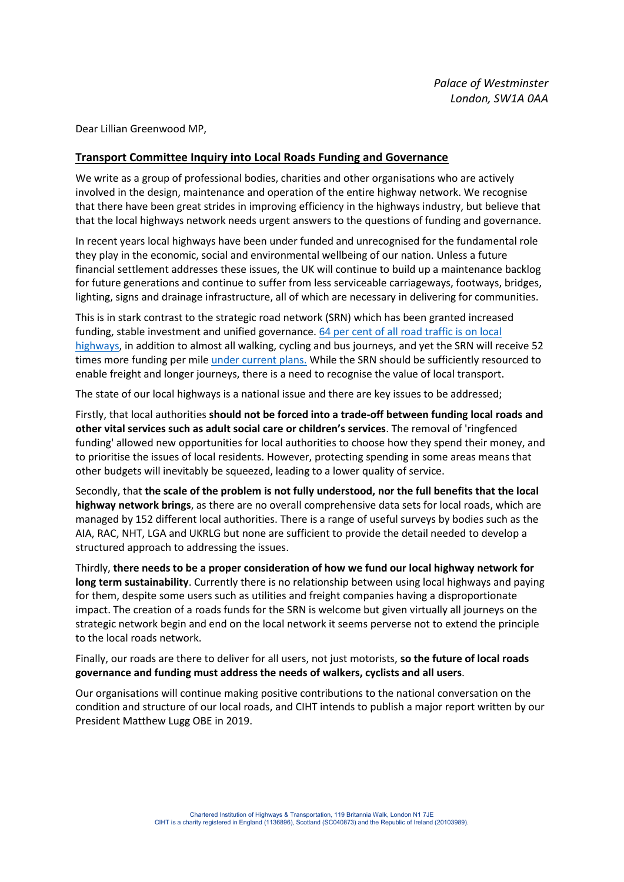*Palace of Westminster*
*London, SW1A 0AA*

Dear Lillian Greenwood MP,

## Transport Committee Inquiry into Local Roads Funding and Governance

We write as a group of professional bodies, charities and other organisations who are actively involved in the design, maintenance and operation of the entire highway network. We recognise that there have been great strides in improving efficiency in the highways industry, but believe that that the local highways network needs urgent answers to the questions of funding and governance.

In recent years local highways have been under funded and unrecognised for the fundamental role they play in the economic, social and environmental wellbeing of our nation. Unless a future financial settlement addresses these issues, the UK will continue to build up a maintenance backlog for future generations and continue to suffer from less serviceable carriageways, footways, bridges, lighting, signs and drainage infrastructure, all of which are necessary in delivering for communities.

This is in stark contrast to the strategic road network (SRN) which has been granted increased funding, stable investment and unified governance. 64 per cent of all road traffic is on local highways, in addition to almost all walking, cycling and bus journeys, and yet the SRN will receive 52 times more funding per mile under current plans. While the SRN should be sufficiently resourced to enable freight and longer journeys, there is a need to recognise the value of local transport.

The state of our local highways is a national issue and there are key issues to be addressed;

Firstly, that local authorities **should not be forced into a trade-off between funding local roads and other vital services such as adult social care or children's services**. The removal of 'ringfenced funding' allowed new opportunities for local authorities to choose how they spend their money, and to prioritise the issues of local residents. However, protecting spending in some areas means that other budgets will inevitably be squeezed, leading to a lower quality of service.

Secondly, that **the scale of the problem is not fully understood, nor the full benefits that the local highway network brings**, as there are no overall comprehensive data sets for local roads, which are managed by 152 different local authorities. There is a range of useful surveys by bodies such as the AIA, RAC, NHT, LGA and UKRLG but none are sufficient to provide the detail needed to develop a structured approach to addressing the issues.

Thirdly, **there needs to be a proper consideration of how we fund our local highway network for long term sustainability**. Currently there is no relationship between using local highways and paying for them, despite some users such as utilities and freight companies having a disproportionate impact. The creation of a roads funds for the SRN is welcome but given virtually all journeys on the strategic network begin and end on the local network it seems perverse not to extend the principle to the local roads network.

Finally, our roads are there to deliver for all users, not just motorists, **so the future of local roads governance and funding must address the needs of walkers, cyclists and all users**.

Our organisations will continue making positive contributions to the national conversation on the condition and structure of our local roads, and CIHT intends to publish a major report written by our President Matthew Lugg OBE in 2019.

Chartered Institution of Highways & Transportation, 119 Britannia Walk, London N1 7JE
CIHT is a charity registered in England (1136896), Scotland (SC040873) and the Republic of Ireland (20103989).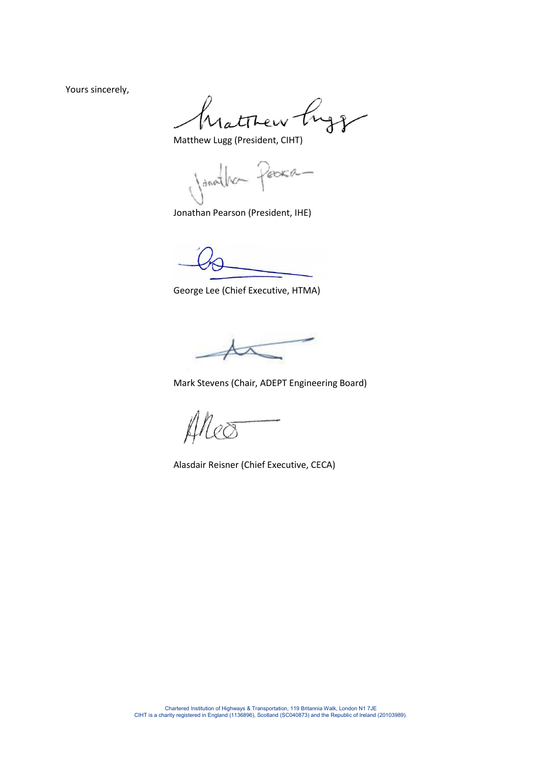Yours sincerely,

Matthew Lugg (President, CIHT)

Jonathan Pearson (President, IHE)

George Lee (Chief Executive, HTMA)

Mark Stevens (Chair, ADEPT Engineering Board)

Alasdair Reisner (Chief Executive, CECA)

Chartered Institution of Highways & Transportation, 119 Britannia Walk, London N1 7JE
CIHT is a charity registered in England (1136896), Scotland (SC040873) and the Republic of Ireland (20103989).